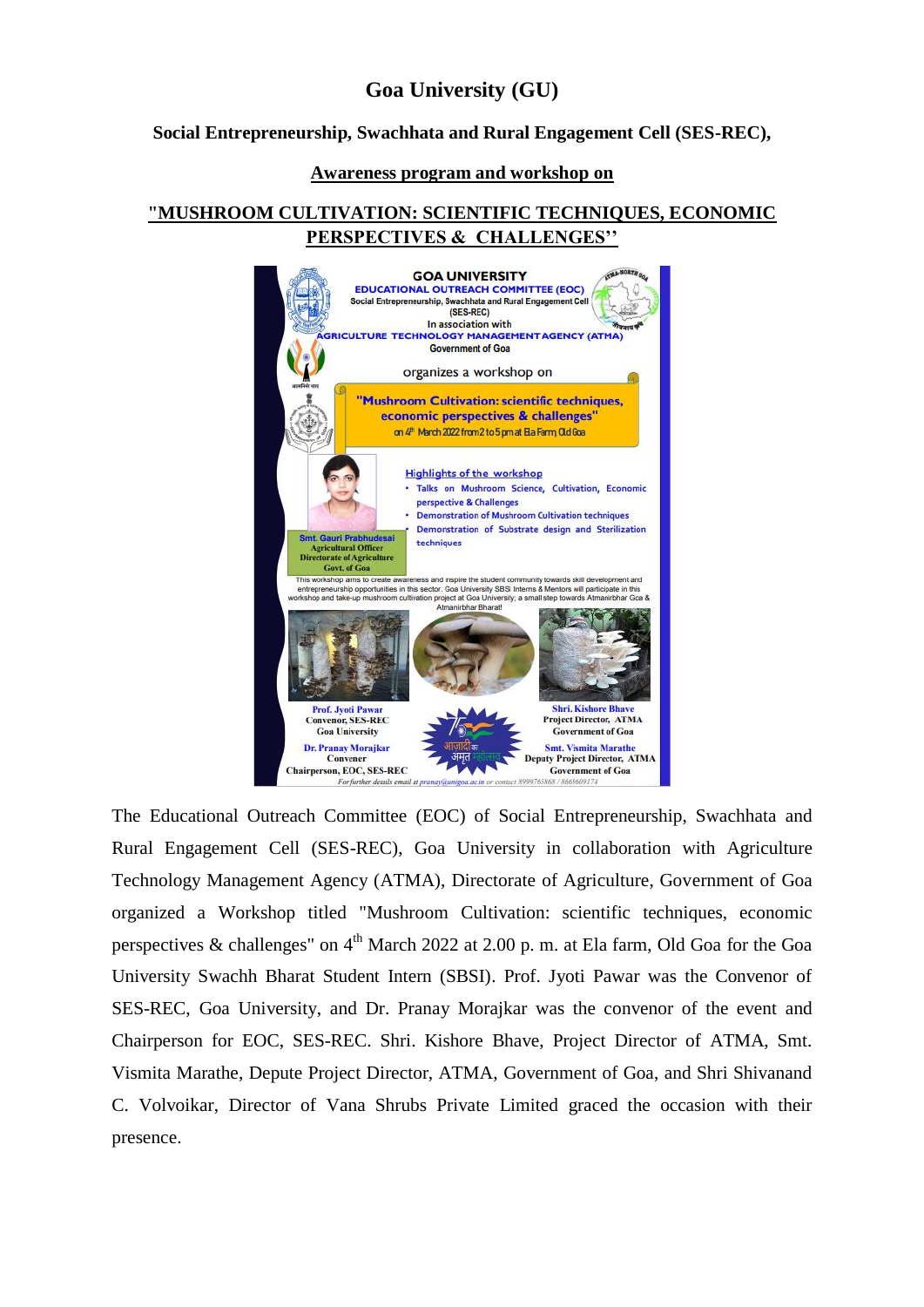# Goa University (GU)

## Social Entrepreneurship, Swachhata and Rural Engagement Cell (SES-REC),

### Awareness program and workshop on

### "MUSHROOM CULTIVATION: SCIENTIFIC TECHNIQUES, ECONOMIC PERSPECTIVES & CHALLENGES''

**GOA UNIVERSITY**
**EDUCATIONAL OUTREACH COMMITTEE (EOC)**
Social Entrepreneurship, Swachhata and Rural Engagement Cell (SES-REC)
In association with
**AGRICULTURE TECHNOLOGY MANAGEMENT AGENCY (ATMA)**
Government of Goa

organizes a workshop on

**"Mushroom Cultivation: scientific techniques, economic perspectives & challenges"**
on 4th March 2022 from 2 to 5 pm at Ela Farm, Old Goa

**Smt. Gauri Prabhudesai**
Agricultural Officer
Directorate of Agriculture
Govt. of Goa

Highlights of the workshop

- Talks on Mushroom Science, Cultivation, Economic perspective & Challenges
- Demonstration of Mushroom Cultivation techniques
- Demonstration of Substrate design and Sterilization techniques

This workshop aims to create awareness and inspire the student community towards skill development and entrepreneurship opportunities in this sector. Goa University SBSI Interns & Mentors will participate in this workshop and take-up mushroom cultivation project at Goa University; a small step towards Atmanirbhar Goa & Atmanirbhar Bharat!

**Prof. Jyoti Pawar**, Convenor, SES-REC, Goa University

**Dr. Pranay Morajkar**, Convener, Chairperson, EOC, SES-REC

**Shri. Kishore Bhave**, Project Director, ATMA, Government of Goa

**Smt. Vismita Marathe**, Deputy Project Director, ATMA, Government of Goa

*For further details email at pranay@unigoa.ac.in or contact 8999765868 / 8668609174*

The Educational Outreach Committee (EOC) of Social Entrepreneurship, Swachhata and Rural Engagement Cell (SES-REC), Goa University in collaboration with Agriculture Technology Management Agency (ATMA), Directorate of Agriculture, Government of Goa organized a Workshop titled "Mushroom Cultivation: scientific techniques, economic perspectives & challenges" on 4th March 2022 at 2.00 p. m. at Ela farm, Old Goa for the Goa University Swachh Bharat Student Intern (SBSI). Prof. Jyoti Pawar was the Convenor of SES-REC, Goa University, and Dr. Pranay Morajkar was the convenor of the event and Chairperson for EOC, SES-REC. Shri. Kishore Bhave, Project Director of ATMA, Smt. Vismita Marathe, Depute Project Director, ATMA, Government of Goa, and Shri Shivanand C. Volvoikar, Director of Vana Shrubs Private Limited graced the occasion with their presence.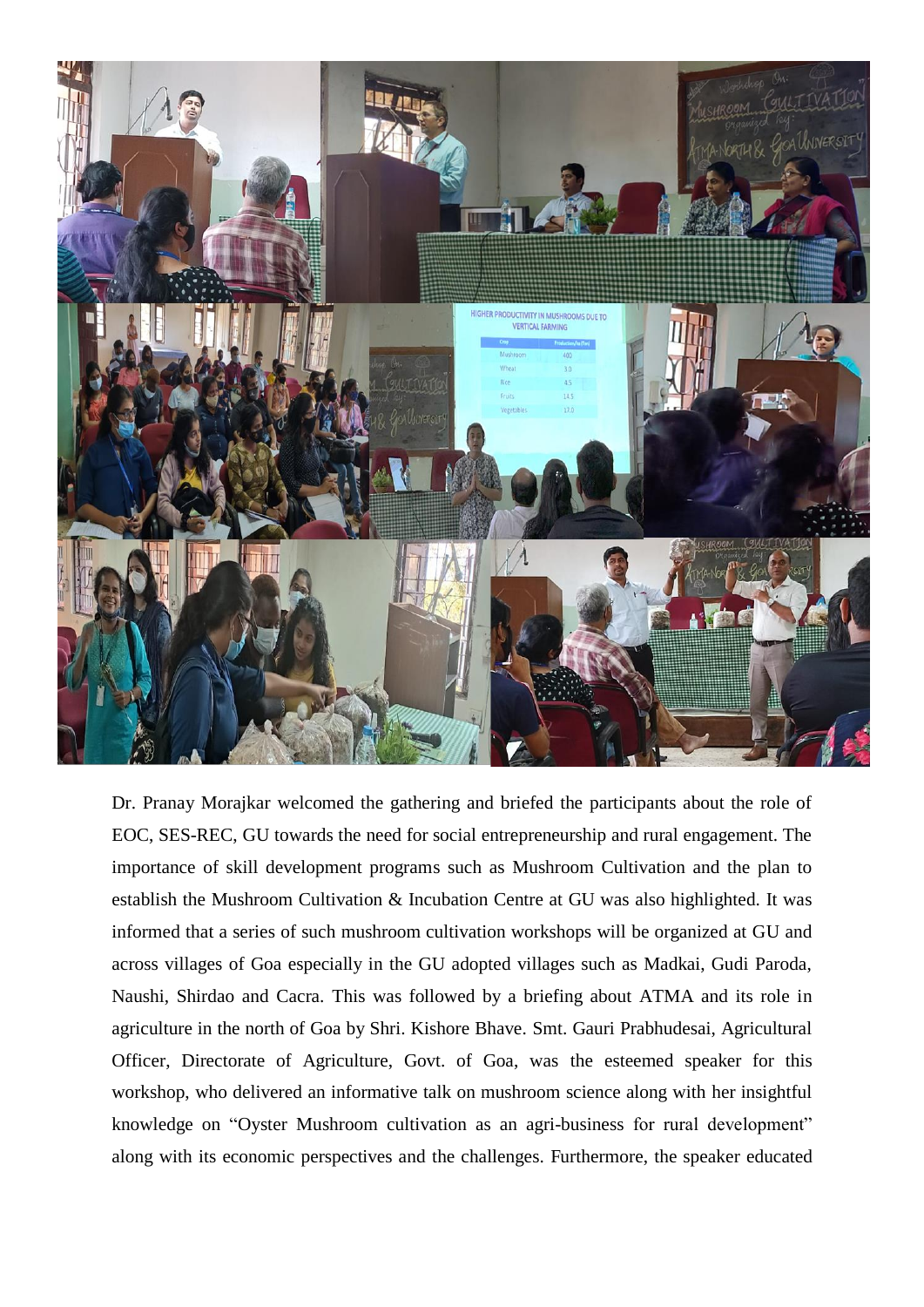Dr. Pranay Morajkar welcomed the gathering and briefed the participants about the role of EOC, SES-REC, GU towards the need for social entrepreneurship and rural engagement. The importance of skill development programs such as Mushroom Cultivation and the plan to establish the Mushroom Cultivation & Incubation Centre at GU was also highlighted. It was informed that a series of such mushroom cultivation workshops will be organized at GU and across villages of Goa especially in the GU adopted villages such as Madkai, Gudi Paroda, Naushi, Shirdao and Cacra. This was followed by a briefing about ATMA and its role in agriculture in the north of Goa by Shri. Kishore Bhave. Smt. Gauri Prabhudesai, Agricultural Officer, Directorate of Agriculture, Govt. of Goa, was the esteemed speaker for this workshop, who delivered an informative talk on mushroom science along with her insightful knowledge on "Oyster Mushroom cultivation as an agri-business for rural development" along with its economic perspectives and the challenges. Furthermore, the speaker educated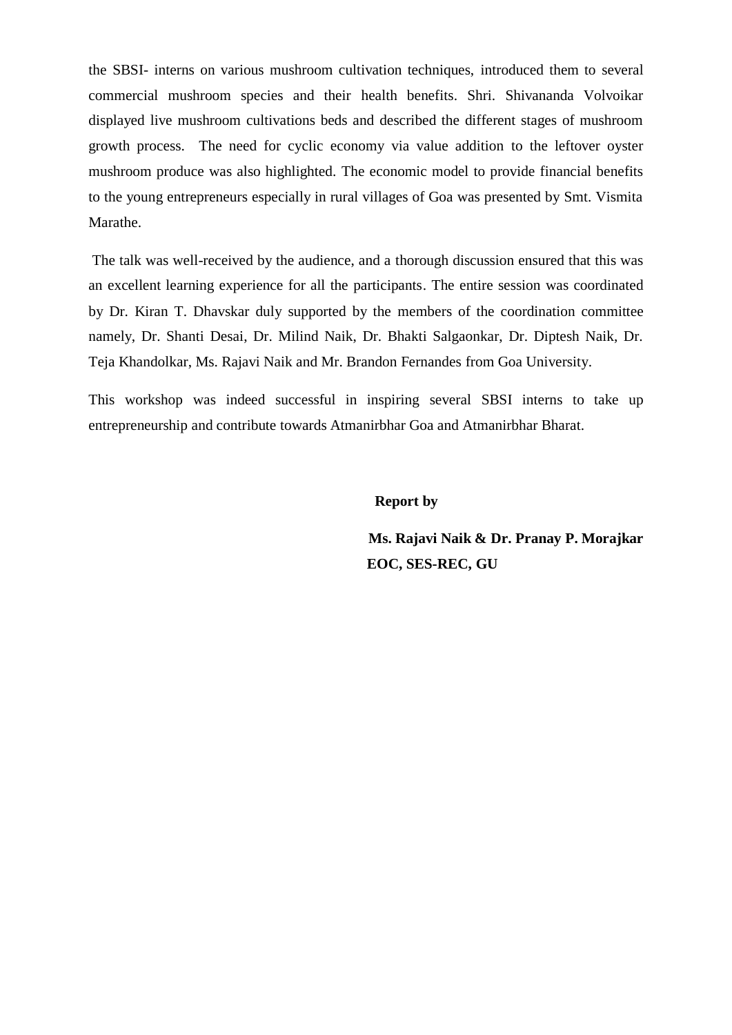the SBSI- interns on various mushroom cultivation techniques, introduced them to several commercial mushroom species and their health benefits. Shri. Shivananda Volvoikar displayed live mushroom cultivations beds and described the different stages of mushroom growth process. The need for cyclic economy via value addition to the leftover oyster mushroom produce was also highlighted. The economic model to provide financial benefits to the young entrepreneurs especially in rural villages of Goa was presented by Smt. Vismita Marathe.

The talk was well-received by the audience, and a thorough discussion ensured that this was an excellent learning experience for all the participants. The entire session was coordinated by Dr. Kiran T. Dhavskar duly supported by the members of the coordination committee namely, Dr. Shanti Desai, Dr. Milind Naik, Dr. Bhakti Salgaonkar, Dr. Diptesh Naik, Dr. Teja Khandolkar, Ms. Rajavi Naik and Mr. Brandon Fernandes from Goa University.

This workshop was indeed successful in inspiring several SBSI interns to take up entrepreneurship and contribute towards Atmanirbhar Goa and Atmanirbhar Bharat.

**Report by**

**Ms. Rajavi Naik & Dr. Pranay P. Morajkar**
**EOC, SES-REC, GU**